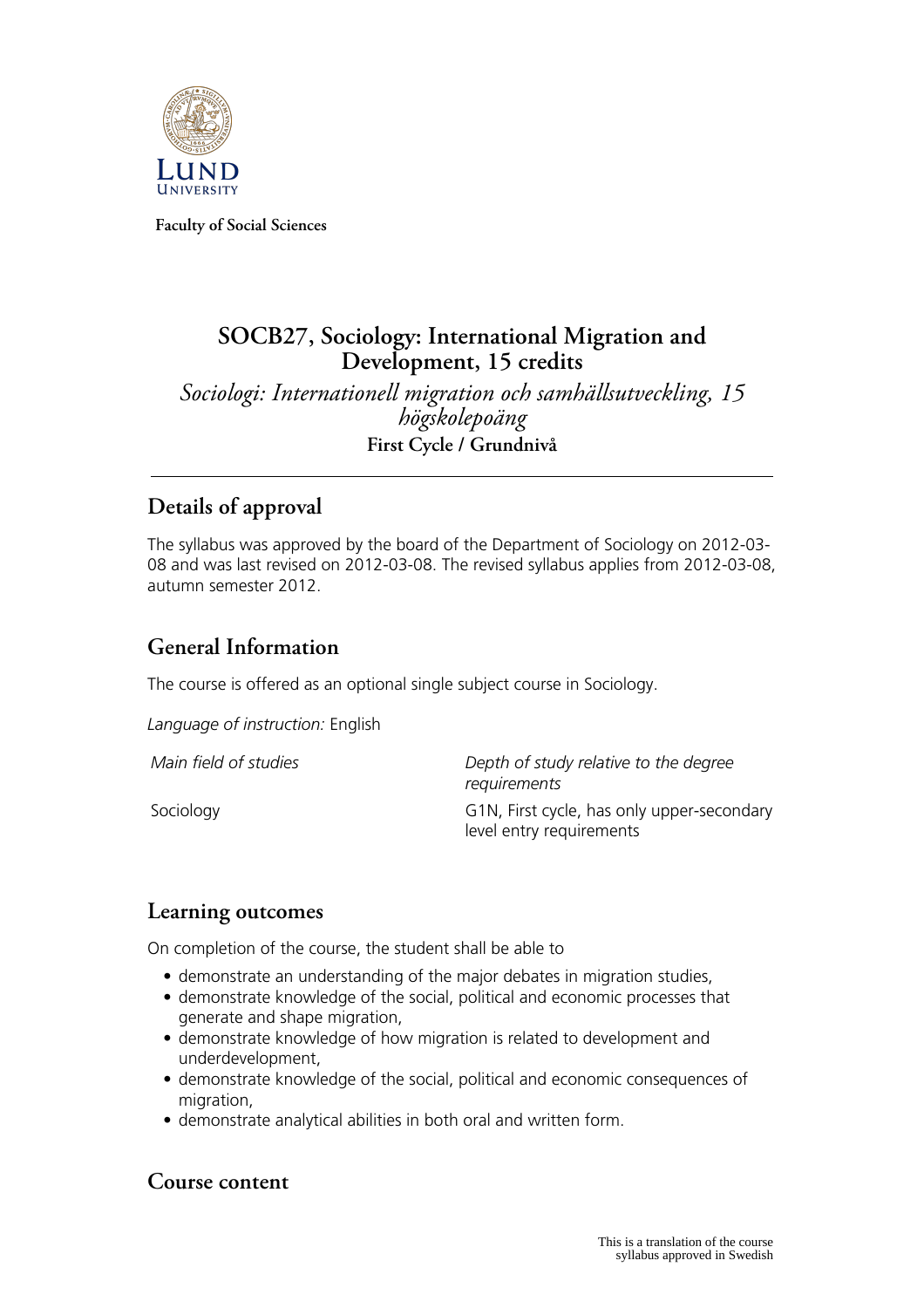Faculty of Social Sciences

# SOCB27, Sociology: International Migration and Development, 15 credits

*Sociologi: Internationell migration och samhällsutveckling, 15 högskolepoäng*

**First Cycle / Grundnivå**

## Details of approval

The syllabus was approved by the board of the Department of Sociology on 2012-03-08 and was last revised on 2012-03-08. The revised syllabus applies from 2012-03-08, autumn semester 2012.

## General Information

The course is offered as an optional single subject course in Sociology.

*Language of instruction:* English

| *Main field of studies* | *Depth of study relative to the degree requirements* |
|---|---|
| Sociology | G1N, First cycle, has only upper-secondary level entry requirements |

## Learning outcomes

On completion of the course, the student shall be able to

- demonstrate an understanding of the major debates in migration studies,
- demonstrate knowledge of the social, political and economic processes that generate and shape migration,
- demonstrate knowledge of how migration is related to development and underdevelopment,
- demonstrate knowledge of the social, political and economic consequences of migration,
- demonstrate analytical abilities in both oral and written form.

## Course content

This is a translation of the course syllabus approved in Swedish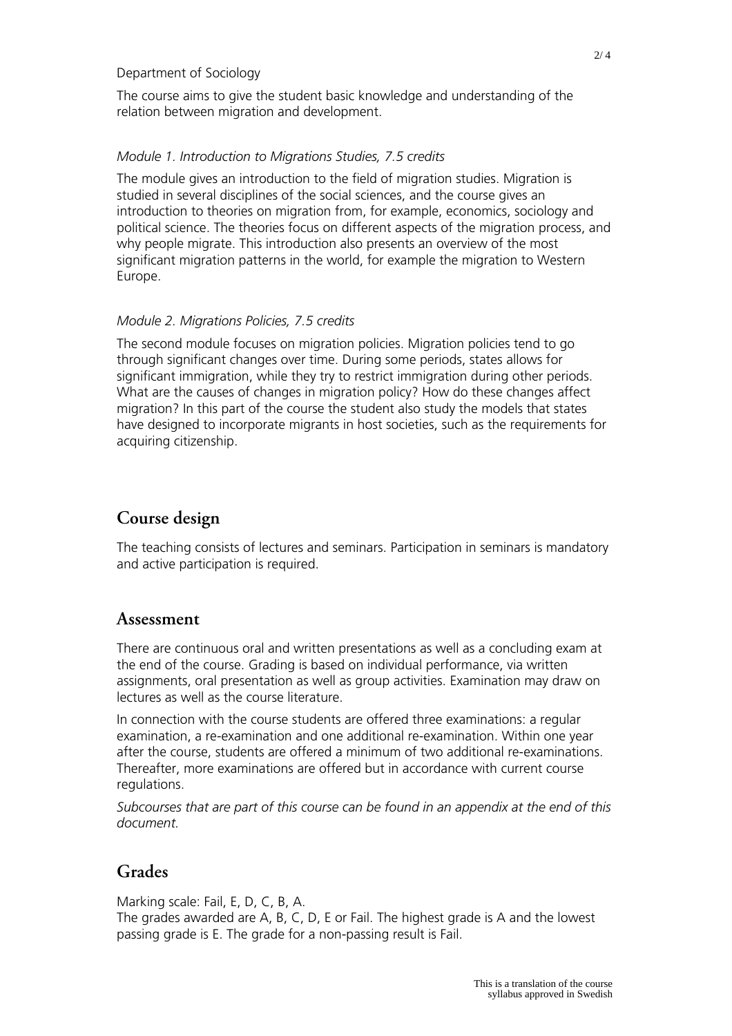Department of Sociology

The course aims to give the student basic knowledge and understanding of the relation between migration and development.

*Module 1. Introduction to Migrations Studies, 7.5 credits*

The module gives an introduction to the field of migration studies. Migration is studied in several disciplines of the social sciences, and the course gives an introduction to theories on migration from, for example, economics, sociology and political science. The theories focus on different aspects of the migration process, and why people migrate. This introduction also presents an overview of the most significant migration patterns in the world, for example the migration to Western Europe.

*Module 2. Migrations Policies, 7.5 credits*

The second module focuses on migration policies. Migration policies tend to go through significant changes over time. During some periods, states allows for significant immigration, while they try to restrict immigration during other periods. What are the causes of changes in migration policy? How do these changes affect migration? In this part of the course the student also study the models that states have designed to incorporate migrants in host societies, such as the requirements for acquiring citizenship.

## Course design

The teaching consists of lectures and seminars. Participation in seminars is mandatory and active participation is required.

## Assessment

There are continuous oral and written presentations as well as a concluding exam at the end of the course. Grading is based on individual performance, via written assignments, oral presentation as well as group activities. Examination may draw on lectures as well as the course literature.

In connection with the course students are offered three examinations: a regular examination, a re-examination and one additional re-examination. Within one year after the course, students are offered a minimum of two additional re-examinations. Thereafter, more examinations are offered but in accordance with current course regulations.

*Subcourses that are part of this course can be found in an appendix at the end of this document.*

## Grades

Marking scale: Fail, E, D, C, B, A.
The grades awarded are A, B, C, D, E or Fail. The highest grade is A and the lowest passing grade is E. The grade for a non-passing result is Fail.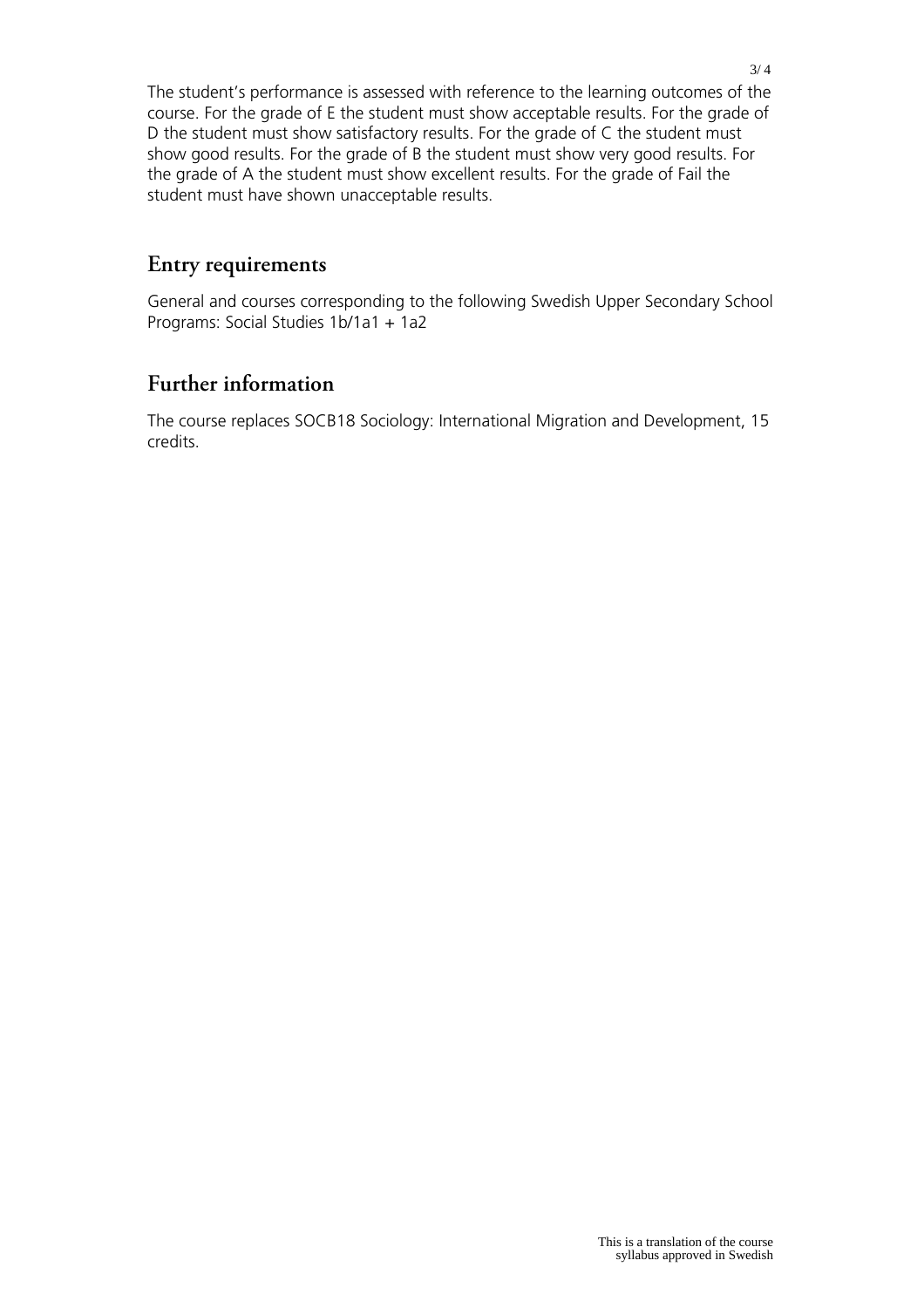The student's performance is assessed with reference to the learning outcomes of the course. For the grade of E the student must show acceptable results. For the grade of D the student must show satisfactory results. For the grade of C the student must show good results. For the grade of B the student must show very good results. For the grade of A the student must show excellent results. For the grade of Fail the student must have shown unacceptable results.

## Entry requirements

General and courses corresponding to the following Swedish Upper Secondary School Programs: Social Studies 1b/1a1 + 1a2

## Further information

The course replaces SOCB18 Sociology: International Migration and Development, 15 credits.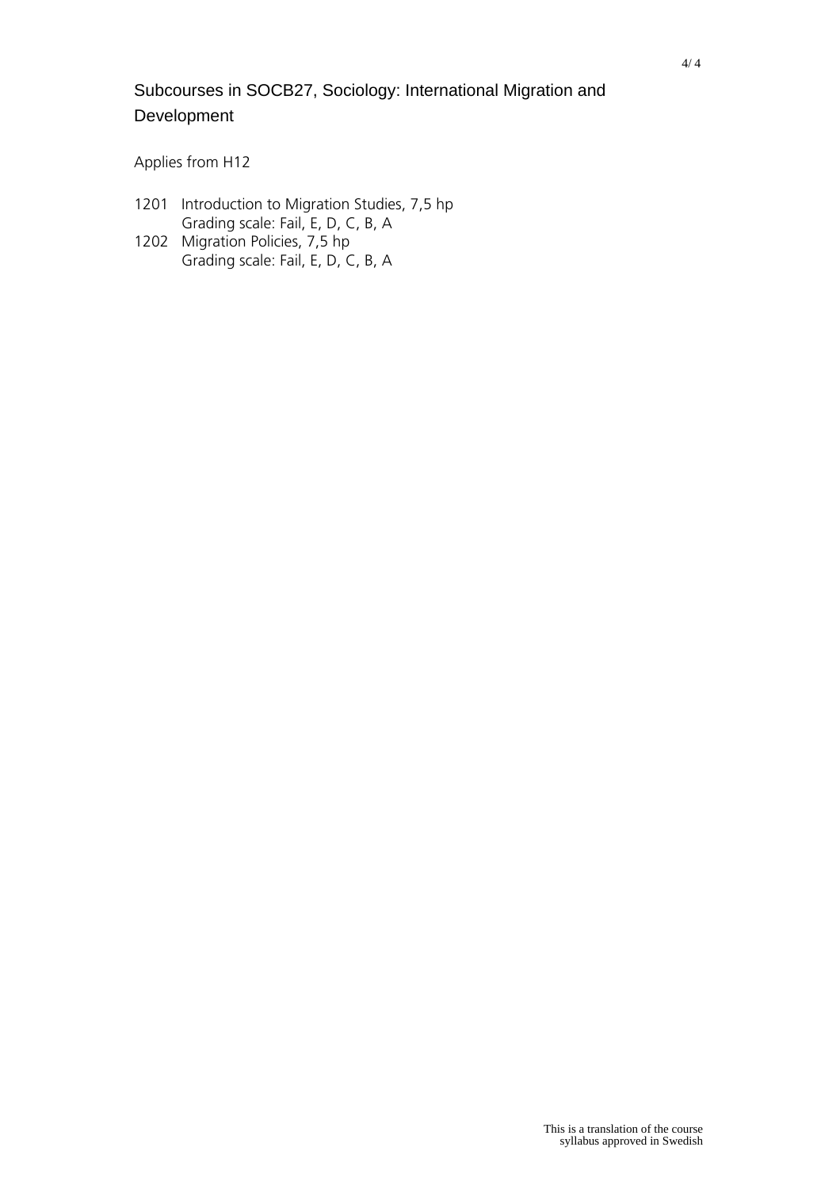## Subcourses in SOCB27, Sociology: International Migration and Development

Applies from H12

1201 Introduction to Migration Studies, 7,5 hp
Grading scale: Fail, E, D, C, B, A

1202 Migration Policies, 7,5 hp
Grading scale: Fail, E, D, C, B, A

This is a translation of the course syllabus approved in Swedish